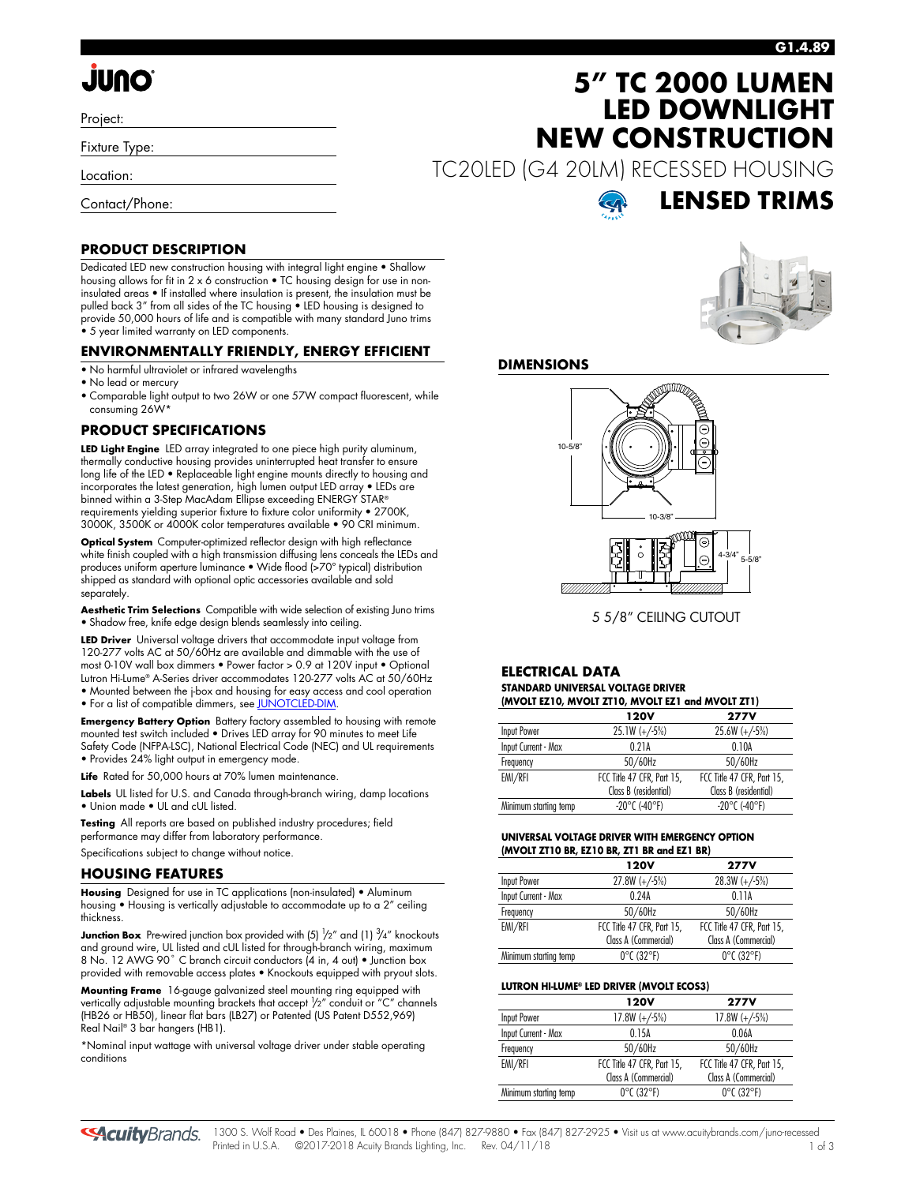# 5" TC 2000 LUMEN LED DOWNLIGHT NEW CONSTRUCTION

TC20LED (G4 20LM) RECESSED HOUSING

## LENSED TRIMS

Project:

Fixture Type:

Location:

Contact/Phone:

## PRODUCT DESCRIPTION

Dedicated LED new construction housing with integral light engine • Shallow housing allows for fit in 2 x 6 construction • TC housing design for use in non-insulated areas • If installed where insulation is present, the insulation must be pulled back 3" from all sides of the TC housing • LED housing is designed to provide 50,000 hours of life and is compatible with many standard Juno trims • 5 year limited warranty on LED components.

## ENVIRONMENTALLY FRIENDLY, ENERGY EFFICIENT

- No harmful ultraviolet or infrared wavelengths
- No lead or mercury
- Comparable light output to two 26W or one 57W compact fluorescent, while consuming 26W*

## PRODUCT SPECIFICATIONS

**LED Light Engine** LED array integrated to one piece high purity aluminum, thermally conductive housing provides uninterrupted heat transfer to ensure long life of the LED • Replaceable light engine mounts directly to housing and incorporates the latest generation, high lumen output LED array • LEDs are binned within a 3-Step MacAdam Ellipse exceeding ENERGY STAR® requirements yielding superior fixture to fixture color uniformity • 2700K, 3000K, 3500K or 4000K color temperatures available • 90 CRI minimum.

**Optical System** Computer-optimized reflector design with high reflectance white finish coupled with a high transmission diffusing lens conceals the LEDs and produces uniform aperture luminance • Wide flood (>70° typical) distribution shipped as standard with optional optic accessories available and sold separately.

**Aesthetic Trim Selections** Compatible with wide selection of existing Juno trims • Shadow free, knife edge design blends seamlessly into ceiling.

**LED Driver** Universal voltage drivers that accommodate input voltage from 120-277 volts AC at 50/60Hz are available and dimmable with the use of most 0-10V wall box dimmers • Power factor > 0.9 at 120V input • Optional Lutron Hi-Lume® A-Series driver accommodates 120-277 volts AC at 50/60Hz • Mounted between the j-box and housing for easy access and cool operation • For a list of compatible dimmers, see JUNOTCLED-DIM.

**Emergency Battery Option** Battery factory assembled to housing with remote mounted test switch included • Drives LED array for 90 minutes to meet Life Safety Code (NFPA-LSC), National Electrical Code (NEC) and UL requirements • Provides 24% light output in emergency mode.

**Life** Rated for 50,000 hours at 70% lumen maintenance.

**Labels** UL listed for U.S. and Canada through-branch wiring, damp locations • Union made • UL and cUL listed.

**Testing** All reports are based on published industry procedures; field performance may differ from laboratory performance.

Specifications subject to change without notice.

## HOUSING FEATURES

**Housing** Designed for use in TC applications (non-insulated) • Aluminum housing • Housing is vertically adjustable to accommodate up to a 2" ceiling thickness.

**Junction Box** Pre-wired junction box provided with (5) 1/2" and (1) 3/4" knockouts and ground wire, UL listed and cUL listed for through-branch wiring, maximum 8 No. 12 AWG 90° C branch circuit conductors (4 in, 4 out) • Junction box provided with removable access plates • Knockouts equipped with pryout slots.

**Mounting Frame** 16-gauge galvanized steel mounting ring equipped with vertically adjustable mounting brackets that accept 1/2" conduit or "C" channels (HB26 or HB50), linear flat bars (LB27) or Patented (US Patent D552,969) Real Nail® 3 bar hangers (HB1).

*Nominal input wattage with universal voltage driver under stable operating conditions

## DIMENSIONS

10-5/8"

10-3/8"

4-3/4" 5-5/8"

5 5/8" CEILING CUTOUT

## ELECTRICAL DATA

**STANDARD UNIVERSAL VOLTAGE DRIVER (MVOLT EZ10, MVOLT ZT10, MVOLT EZ1 and MVOLT ZT1)**

| | 120V | 277V |
|---|---|---|
| Input Power | 25.1W (+/-5%) | 25.6W (+/-5%) |
| Input Current - Max | 0.21A | 0.10A |
| Frequency | 50/60Hz | 50/60Hz |
| EMI/RFI | FCC Title 47 CFR, Part 15, Class B (residential) | FCC Title 47 CFR, Part 15, Class B (residential) |
| Minimum starting temp | -20°C (-40°F) | -20°C (-40°F) |

**UNIVERSAL VOLTAGE DRIVER WITH EMERGENCY OPTION (MVOLT ZT10 BR, EZ10 BR, ZT1 BR and EZ1 BR)**

| | 120V | 277V |
|---|---|---|
| Input Power | 27.8W (+/-5%) | 28.3W (+/-5%) |
| Input Current - Max | 0.24A | 0.11A |
| Frequency | 50/60Hz | 50/60Hz |
| EMI/RFI | FCC Title 47 CFR, Part 15, Class A (Commercial) | FCC Title 47 CFR, Part 15, Class A (Commercial) |
| Minimum starting temp | 0°C (32°F) | 0°C (32°F) |

**LUTRON HI-LUME® LED DRIVER (MVOLT ECOS3)**

| | 120V | 277V |
|---|---|---|
| Input Power | 17.8W (+/-5%) | 17.8W (+/-5%) |
| Input Current - Max | 0.15A | 0.06A |
| Frequency | 50/60Hz | 50/60Hz |
| EMI/RFI | FCC Title 47 CFR, Part 15, Class A (Commercial) | FCC Title 47 CFR, Part 15, Class A (Commercial) |
| Minimum starting temp | 0°C (32°F) | 0°C (32°F) |

1300 S. Wolf Road • Des Plaines, IL 60018 • Phone (847) 827-9880 • Fax (847) 827-2925 • Visit us at www.acuitybrands.com/juno-recessed
Printed in U.S.A. ©2017-2018 Acuity Brands Lighting, Inc. Rev. 04/11/18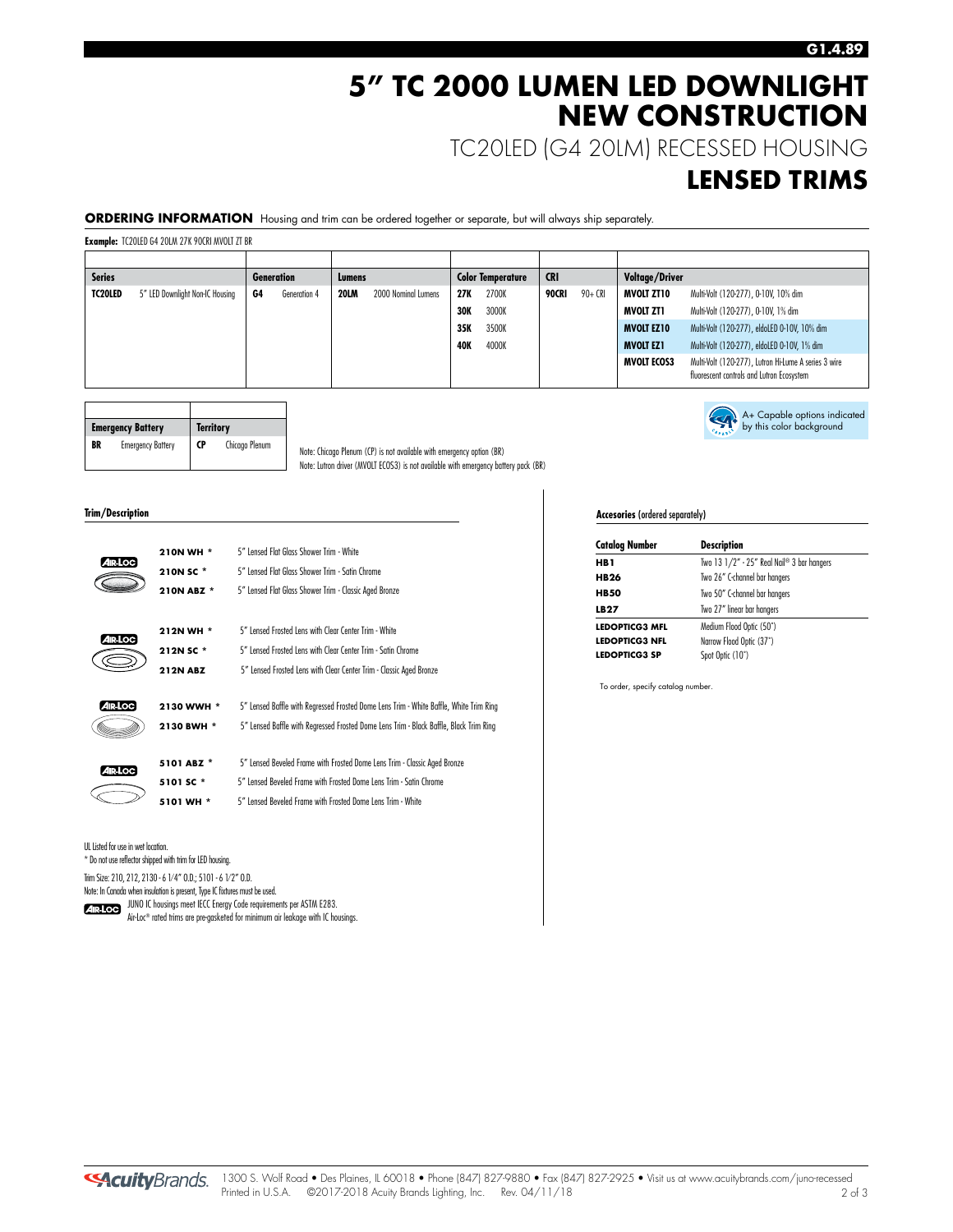# 5" TC 2000 LUMEN LED DOWNLIGHT NEW CONSTRUCTION

TC20LED (G4 20LM) RECESSED HOUSING

## LENSED TRIMS

**ORDERING INFORMATION** Housing and trim can be ordered together or separate, but will always ship separately.

**Example:** TC20LED G4 20LM 27K 90CRI MVOLT ZT BR

| Series | | Generation | | Lumens | | Color Temperature | | CRI | | Voltage/Driver | |
|---|---|---|---|---|---|---|---|---|---|---|---|
| **TC20LED** | 5" LED Downlight Non-IC Housing | **G4** | Generation 4 | **20LM** | 2000 Nominal Lumens | **27K** | 2700K | **90CRI** | 90+ CRI | **MVOLT ZT10** | Multi-Volt (120-277), 0-10V, 10% dim |
| | | | | | | **30K** | 3000K | | | **MVOLT ZT1** | Multi-Volt (120-277), 0-10V, 1% dim |
| | | | | | | **35K** | 3500K | | | **MVOLT EZ10** | Multi-Volt (120-277), eldoLED 0-10V, 10% dim |
| | | | | | | **40K** | 4000K | | | **MVOLT EZ1** | Multi-Volt (120-277), eldoLED 0-10V, 1% dim |
| | | | | | | | | | | **MVOLT ECOS3** | Multi-Volt (120-277), Lutron Hi-Lume A series 3 wire fluorescent controls and Lutron Ecosystem |

| Emergency Battery | | Territory | |
|---|---|---|---|
| **BR** | Emergency Battery | **CP** | Chicago Plenum |

Note: Chicago Plenum (CP) is not available with emergency option (BR)
Note: Lutron driver (MVOLT ECOS3) is not available with emergency battery pack (BR)

A+ Capable options indicated by this color background

### Trim/Description

| Catalog Number | Description |
|---|---|
| **210N WH** * | 5" Lensed Flat Glass Shower Trim - White |
| **210N SC** * | 5" Lensed Flat Glass Shower Trim - Satin Chrome |
| **210N ABZ** * | 5" Lensed Flat Glass Shower Trim - Classic Aged Bronze |
| **212N WH** * | 5" Lensed Frosted Lens with Clear Center Trim - White |
| **212N SC** * | 5" Lensed Frosted Lens with Clear Center Trim - Satin Chrome |
| **212N ABZ** | 5" Lensed Frosted Lens with Clear Center Trim - Classic Aged Bronze |
| **2130 WWH** * | 5" Lensed Baffle with Regressed Frosted Dome Lens Trim - White Baffle, White Trim Ring |
| **2130 BWH** * | 5" Lensed Baffle with Regressed Frosted Dome Lens Trim - Black Baffle, Black Trim Ring |
| **5101 ABZ** * | 5" Lensed Beveled Frame with Frosted Dome Lens Trim - Classic Aged Bronze |
| **5101 SC** * | 5" Lensed Beveled Frame with Frosted Dome Lens Trim - Satin Chrome |
| **5101 WH** * | 5" Lensed Beveled Frame with Frosted Dome Lens Trim - White |

UL listed for use in wet location.
* Do not use reflector shipped with trim for LED housing.
Trim Size: 210, 212, 2130 - 6 1/4" O.D.; 5101 - 6 1/2" O.D.
Note: In Canada when insulation is present, Type IC fixtures must be used.
AIR-LOC JUNO IC housings meet IECC Energy Code requirements per ASTM E283.
Air-Loc® rated trims are pre-gasketed for minimum air leakage with IC housings.

### Accesories (ordered separately)

| Catalog Number | Description |
|---|---|
| **HB1** | Two 13 1/2" - 25" Real Nail® 3 bar hangers |
| **HB26** | Two 26" C-channel bar hangers |
| **HB50** | Two 50" C-channel bar hangers |
| **LB27** | Two 27" linear bar hangers |
| **LEDOPTICG3 MFL** | Medium Flood Optic (50°) |
| **LEDOPTICG3 NFL** | Narrow Flood Optic (37°) |
| **LEDOPTICG3 SP** | Spot Optic (10°) |

To order, specify catalog number.

AcuityBrands. 1300 S. Wolf Road • Des Plaines, IL 60018 • Phone (847) 827-9880 • Fax (847) 827-2925 • Visit us at www.acuitybrands.com/juno-recessed
Printed in U.S.A. ©2017-2018 Acuity Brands Lighting, Inc. Rev. 04/11/18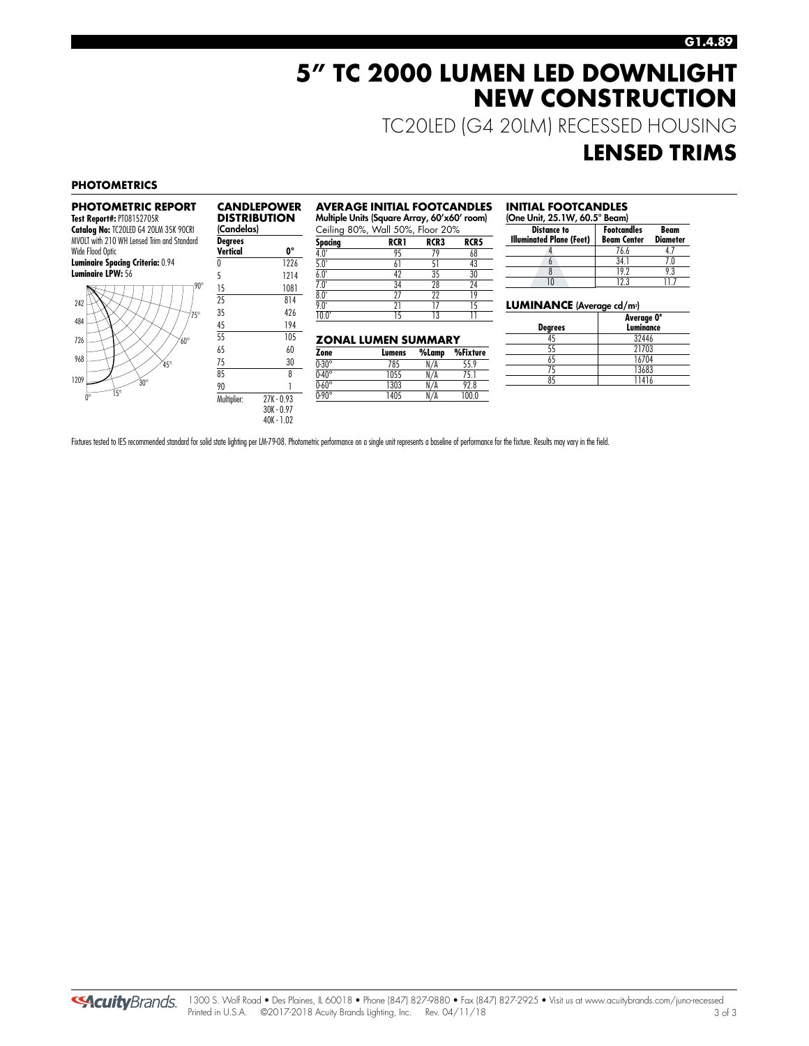# 5" TC 2000 LUMEN LED DOWNLIGHT NEW CONSTRUCTION

TC20LED (G4 20LM) RECESSED HOUSING

## LENSED TRIMS

### PHOTOMETRICS

#### PHOTOMETRIC REPORT

**Test Report#:** PT08152705R
**Catalog No:** TC20LED G4 20LM 35K 90CRI MVOLT with 210 WH Lensed Trim and Standard Wide Flood Optic
**Luminaire Spacing Criteria:** 0.94
**Luminaire LPW:** 56

242
484
726
968
1209
0°
15°
30°
45°
60°
75°
90°

#### CANDLEPOWER DISTRIBUTION (Candelas)

| Degrees Vertical | 0° |
|---|---|
| 0 | 1226 |
| 5 | 1214 |
| 15 | 1081 |
| 25 | 814 |
| 35 | 426 |
| 45 | 194 |
| 55 | 105 |
| 65 | 60 |
| 75 | 30 |
| 85 | 8 |
| 90 | 1 |
| Multiplier: | 27K - 0.93<br>30K - 0.97<br>40K - 1.02 |

#### AVERAGE INITIAL FOOTCANDLES

**Multiple Units (Square Array, 60'x60' room)**
Ceiling 80%, Wall 50%, Floor 20%

| Spacing | RCR1 | RCR3 | RCR5 |
|---|---|---|---|
| 4.0' | 95 | 79 | 68 |
| 5.0' | 61 | 51 | 43 |
| 6.0' | 42 | 35 | 30 |
| 7.0' | 34 | 28 | 24 |
| 8.0' | 27 | 22 | 19 |
| 9.0' | 21 | 17 | 15 |
| 10.0' | 15 | 13 | 11 |

#### ZONAL LUMEN SUMMARY

| Zone | Lumens | %Lamp | %Fixture |
|---|---|---|---|
| 0-30° | 785 | N/A | 55.9 |
| 0-40° | 1055 | N/A | 75.1 |
| 0-60° | 1303 | N/A | 92.8 |
| 0-90° | 1405 | N/A | 100.0 |

#### INITIAL FOOTCANDLES

**(One Unit, 25.1W, 60.5° Beam)**

| Distance to Illuminated Plane (Feet) | Footcandles Beam Center | Beam Diameter |
|---|---|---|
| 4 | 76.6 | 4.7 |
| 6 | 34.1 | 7.0 |
| 8 | 19.2 | 9.3 |
| 10 | 12.3 | 11.7 |

#### LUMINANCE (Average cd/m²)

| Degrees | Average 0° Luminance |
|---|---|
| 45 | 32446 |
| 55 | 21703 |
| 65 | 16704 |
| 75 | 13683 |
| 85 | 11416 |

Fixtures tested to IES recommended standard for solid state lighting per LM-79-08. Photometric performance on a single unit represents a baseline of performance for the fixture. Results may vary in the field.

AcuityBrands. 1300 S. Wolf Road • Des Plaines, IL 60018 • Phone (847) 827-9880 • Fax (847) 827-2925 • Visit us at www.acuitybrands.com/juno-recessed
Printed in U.S.A. ©2017-2018 Acuity Brands Lighting, Inc. Rev. 04/11/18